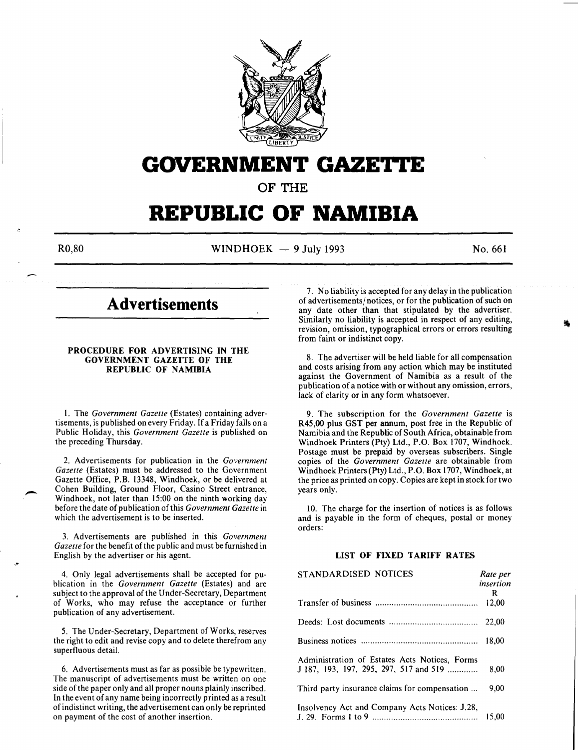# GOVERNMENT GAZETTE

## OF THE

# REPUBLIC OF NAMIBIA

R0,80 WINDHOEK — 9 July 1993 No. 661

## Advertisements

### PROCEDURE FOR ADVERTISING IN THE GOVERNMENT GAZETTE OF THE REPUBLIC OF NAMIBIA

1. The *Government Gazette* (Estates) containing advertisements, is published on every Friday. If a Friday falls on a Public Holiday, this *Government Gazette* is published on the preceding Thursday.

2. Advertisements for publication in the *Government Gazette* (Estates) must be addressed to the Government Gazette Office, P.B. 13348, Windhoek, or be delivered at Cohen Building, Ground Floor, Casino Street entrance, Windhoek, not later than 15:00 on the ninth working day before the date of publication of this *Government Gazette* in which the advertisement is to be inserted.

3. Advertisements are published in this *Government Gazette* for the benefit of the public and must be furnished in English by the advertiser or his agent.

4. Only legal advertisements shall be accepted for publication in the *Government Gazette* (Estates) and are subject to the approval of the Under-Secretary, Department of Works, who may refuse the acceptance or further publication of any advertisement.

5. The Under-Secretary, Department of Works, reserves the right to edit and revise copy and to delete therefrom any superfluous detail.

6. Advertisements must as far as possible be typewritten. The manuscript of advertisements must be written on one side of the paper only and all proper nouns plainly inscribed. In the event of any name being incorrectly printed as a result of indistinct writing, the advertisement can only be reprinted on payment of the cost of another insertion.

7. No liability is accepted for any delay in the publication of advertisements/notices, or for the publication of such on any date other than that stipulated by the advertiser. Similarly no liability is accepted in respect of any editing, revision, omission, typographical errors or errors resulting from faint or indistinct copy.

8. The advertiser will be held liable for all compensation and costs arising from any action which may be instituted against the Government of Namibia as a result of the publication of a notice with or without any omission, errors, lack of clarity or in any form whatsoever.

9. The subscription for the *Government Gazette* is R45,00 plus GST per annum, post free in the Republic of Namibia and the Republic of South Africa, obtainable from Windhoek Printers (Pty) Ltd., P.O. Box 1707, Windhoek. Postage must be prepaid by overseas subscribers. Single copies of the *Government Gazette* are obtainable from Windhoek Printers (Pty) Ltd., P.O. Box 1707, Windhoek, at the price as printed on copy. Copies are kept in stock for two years only.

10. The charge for the insertion of notices is as follows and is payable in the form of cheques, postal or money orders:

### LIST OF FIXED TARIFF RATES

| STANDARDISED NOTICES | *Rate per insertion* R |
|---|---|
| Transfer of business | 12,00 |
| Deeds: Lost documents | 22,00 |
| Business notices | 18,00 |
| Administration of Estates Acts Notices, Forms J 187, 193, 197, 295, 297, 517 and 519 | 8,00 |
| Third party insurance claims for compensation | 9,00 |
| Insolvency Act and Company Acts Notices: J.28, J. 29. Forms 1 to 9 | 15,00 |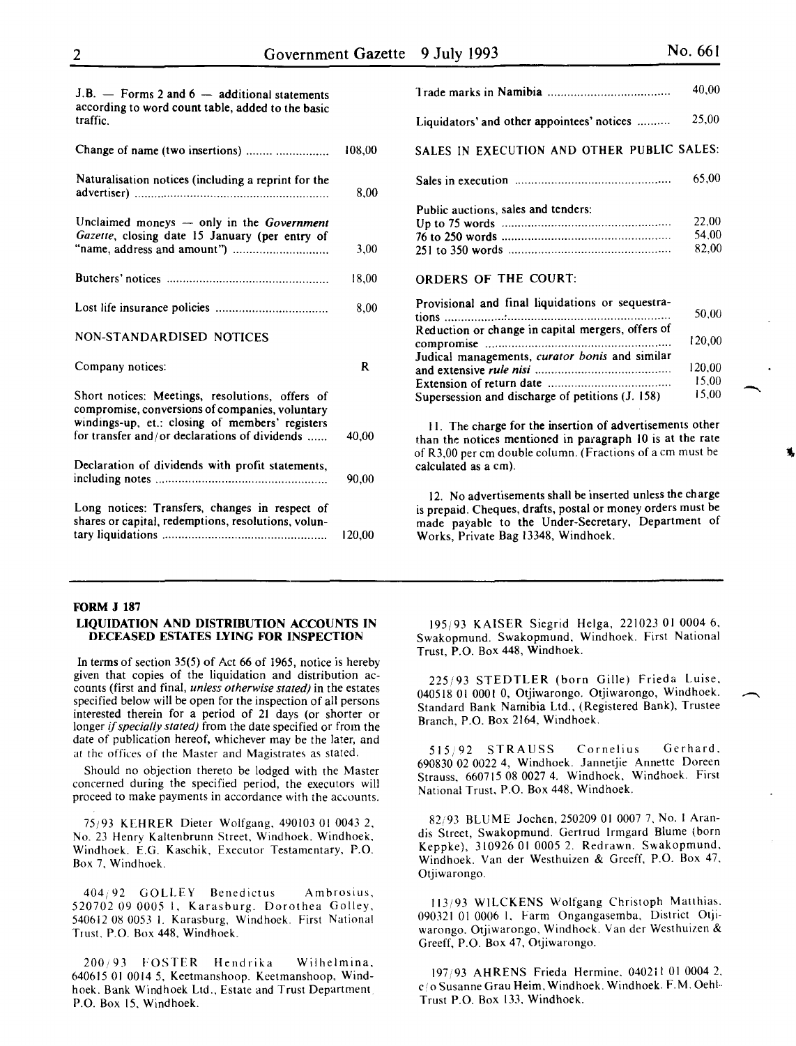J.B. — Forms 2 and 6 — additional statements according to word count table, added to the basic traffic.

| | |
|---|---|
| Change of name (two insertions) | 108,00 |
| Naturalisation notices (including a reprint for the advertiser) | 8,00 |
| Unclaimed moneys — only in the *Government Gazette*, closing date 15 January (per entry of "name, address and amount") | 3,00 |
| Butchers' notices | 18,00 |
| Lost life insurance policies | 8,00 |

NON-STANDARDISED NOTICES

| Company notices: | R |
|---|---|
| Short notices: Meetings, resolutions, offers of compromise, conversions of companies, voluntary windings-up, et.: closing of members' registers for transfer and/or declarations of dividends | 40,00 |
| Declaration of dividends with profit statements, including notes | 90,00 |
| Long notices: Transfers, changes in respect of shares or capital, redemptions, resolutions, voluntary liquidations | 120,00 |
| Trade marks in Namibia | 40,00 |
| Liquidators' and other appointees' notices | 25,00 |

SALES IN EXECUTION AND OTHER PUBLIC SALES:

| | |
|---|---|
| Sales in execution | 65,00 |
| Public auctions, sales and tenders: | |
| Up to 75 words | 22,00 |
| 76 to 250 words | 54,00 |
| 251 to 350 words | 82,00 |

ORDERS OF THE COURT:

| | |
|---|---|
| Provisional and final liquidations or sequestrations | 50,00 |
| Reduction or change in capital mergers, offers of compromise | 120,00 |
| Judical managements, *curator bonis* and similar and extensive *rule nisi* | 120,00 |
| Extension of return date | 15,00 |
| Supersession and discharge of petitions (J. 158) | 15,00 |

11. The charge for the insertion of advertisements other than the notices mentioned in paragraph 10 is at the rate of R3,00 per cm double column. (Fractions of a cm must be calculated as a cm).

12. No advertisements shall be inserted unless the charge is prepaid. Cheques, drafts, postal or money orders must be made payable to the Under-Secretary, Department of Works, Private Bag 13348, Windhoek.

---

**FORM J 187**

## LIQUIDATION AND DISTRIBUTION ACCOUNTS IN DECEASED ESTATES LYING FOR INSPECTION

In terms of section 35(5) of Act 66 of 1965, notice is hereby given that copies of the liquidation and distribution accounts (first and final, *unless otherwise stated)* in the estates specified below will be open for the inspection of all persons interested therein for a period of 21 days (or shorter or longer *if specially stated)* from the date specified or from the date of publication hereof, whichever may be the later, and at the offices of the Master and Magistrates as stated.

Should no objection thereto be lodged with the Master concerned during the specified period, the executors will proceed to make payments in accordance with the accounts.

75/93 KEHRER Dieter Wolfgang, 490103 01 0043 2, No. 23 Henry Kaltenbrunn Street, Windhoek. Windhoek, Windhoek. E.G. Kaschik, Executor Testamentary, P.O. Box 7, Windhoek.

404/92 GOLLEY Benedictus Ambrosius, 520702 09 0005 1, Karasburg. Dorothea Golley, 540612 08 0053 1. Karasburg, Windhoek. First National Trust, P.O. Box 448, Windhoek.

200/93 FOSTER Hendrika Wilhelmina, 640615 01 0014 5, Keetmanshoop. Keetmanshoop, Windhoek. Bank Windhoek Ltd., Estate and Trust Department, P.O. Box 15, Windhoek.

195/93 KAISER Siegrid Helga, 221023 01 0004 6, Swakopmund. Swakopmund, Windhoek. First National Trust, P.O. Box 448, Windhoek.

225/93 STEDTLER (born Gille) Frieda Luise, 040518 01 0001 0, Otjiwarongo. Otjiwarongo, Windhoek. Standard Bank Namibia Ltd., (Registered Bank), Trustee Branch, P.O. Box 2164, Windhoek.

515/92 STRAUSS Cornelius Gerhard, 690830 02 0022 4, Windhoek. Jannetjie Annette Doreen Strauss, 660715 08 0027 4. Windhoek, Windhoek. First National Trust, P.O. Box 448, Windhoek.

82/93 BLUME Jochen, 250209 01 0007 7, No. 1 Arandis Street, Swakopmund. Gertrud Irmgard Blume (born Keppke), 310926 01 0005 2. Redrawn. Swakopmund, Windhoek. Van der Westhuizen & Greeff, P.O. Box 47, Otjiwarongo.

113/93 WILCKENS Wolfgang Christoph Matthias, 090321 01 0006 1, Farm Ongangasemba, District Otjiwarongo. Otjiwarongo, Windhoek. Van der Westhuizen & Greeff, P.O. Box 47, Otjiwarongo.

197/93 AHRENS Frieda Hermine, 040211 01 0004 2, c/o Susanne Grau Heim, Windhoek. Windhoek. F.M. Oehl-Trust P.O. Box 133, Windhoek.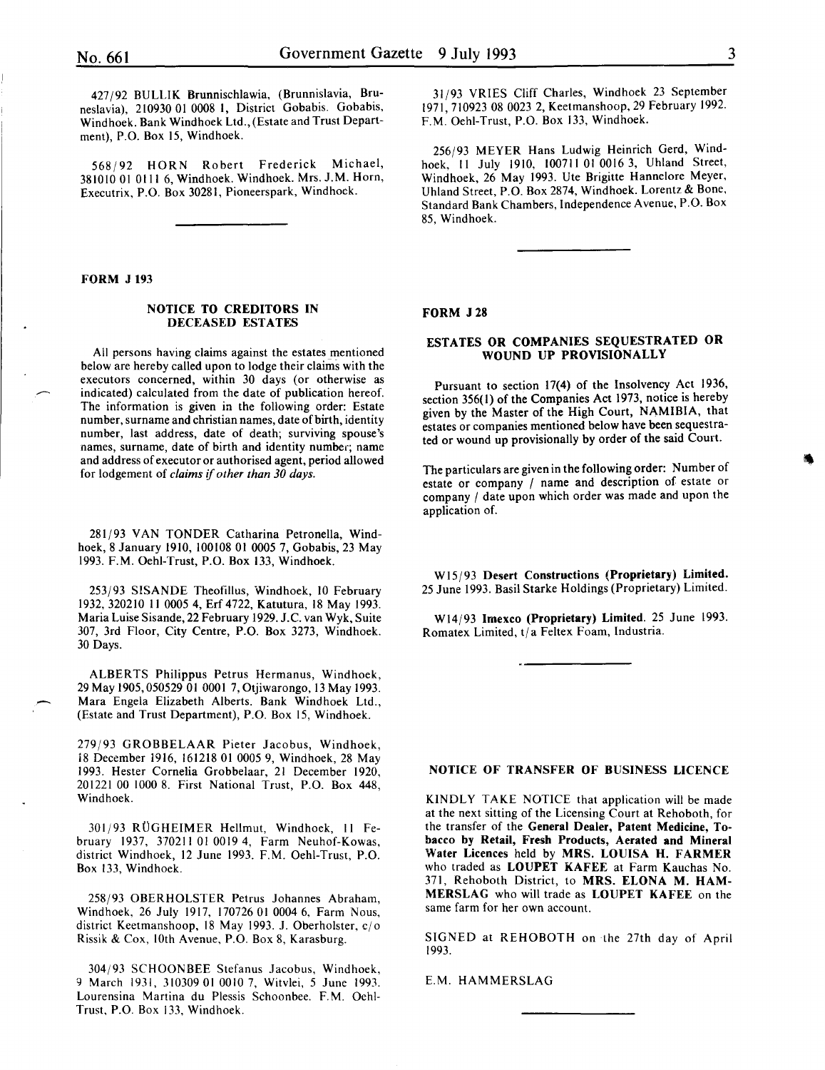427/92 BULLIK Brunnischlawia, (Brunnislavia, Bruneslavia), 210930 01 0008 1, District Gobabis. Gobabis, Windhoek. Bank Windhoek Ltd., (Estate and Trust Department), P.O. Box 15, Windhoek.

568/92 HORN Robert Frederick Michael, 381010 01 0111 6, Windhoek. Windhoek. Mrs. J.M. Horn, Executrix, P.O. Box 30281, Pioneerspark, Windhoek.

**FORM J 193**

### NOTICE TO CREDITORS IN DECEASED ESTATES

All persons having claims against the estates mentioned below are hereby called upon to lodge their claims with the executors concerned, within 30 days (or otherwise as indicated) calculated from the date of publication hereof. The information is given in the following order: Estate number, surname and christian names, date of birth, identity number, last address, date of death; surviving spouse's names, surname, date of birth and identity number; name and address of executor or authorised agent, period allowed for lodgement of *claims if other than 30 days.*

281/93 VAN TONDER Catharina Petronella, Windhoek, 8 January 1910, 100108 01 0005 7, Gobabis, 23 May 1993. F.M. Oehl-Trust, P.O. Box 133, Windhoek.

253/93 SISANDE Theofillus, Windhoek, 10 February 1932, 320210 11 0005 4, Erf 4722, Katutura, 18 May 1993. Maria Luise Sisande, 22 February 1929. J.C. van Wyk, Suite 307, 3rd Floor, City Centre, P.O. Box 3273, Windhoek. 30 Days.

ALBERTS Philippus Petrus Hermanus, Windhoek, 29 May 1905, 050529 01 0001 7, Otjiwarongo, 13 May 1993. Mara Engela Elizabeth Alberts. Bank Windhoek Ltd., (Estate and Trust Department), P.O. Box 15, Windhoek.

279/93 GROBBELAAR Pieter Jacobus, Windhoek, 18 December 1916, 161218 01 0005 9, Windhoek, 28 May 1993. Hester Cornelia Grobbelaar, 21 December 1920, 201221 00 1000 8. First National Trust, P.O. Box 448, Windhoek.

301/93 RÜGHEIMER Hellmut, Windhoek, 11 February 1937, 370211 01 0019 4, Farm Neuhof-Kowas, district Windhoek, 12 June 1993. F.M. Oehl-Trust, P.O. Box 133, Windhoek.

258/93 OBERHOLSTER Petrus Johannes Abraham, Windhoek, 26 July 1917, 170726 01 0004 6, Farm Nous, district Keetmanshoop, 18 May 1993. J. Oberholster, c/o Rissik & Cox, 10th Avenue, P.O. Box 8, Karasburg.

304/93 SCHOONBEE Stefanus Jacobus, Windhoek, 9 March 1931, 310309 01 0010 7, Witvlei, 5 June 1993. Lourensina Martina du Plessis Schoonbee. F.M. Oehl-Trust, P.O. Box 133, Windhoek.

31/93 VRIES Cliff Charles, Windhoek 23 September 1971, 710923 08 0023 2, Keetmanshoop, 29 February 1992. F.M. Oehl-Trust, P.O. Box 133, Windhoek.

256/93 MEYER Hans Ludwig Heinrich Gerd, Windhoek, 11 July 1910, 100711 01 0016 3, Uhland Street, Windhoek, 26 May 1993. Ute Brigitte Hannelore Meyer, Uhland Street, P.O. Box 2874, Windhoek. Lorentz & Bone, Standard Bank Chambers, Independence Avenue, P.O. Box 85, Windhoek.

**FORM J 28**

### ESTATES OR COMPANIES SEQUESTRATED OR WOUND UP PROVISIONALLY

Pursuant to section 17(4) of the Insolvency Act 1936, section 356(1) of the Companies Act 1973, notice is hereby given by the Master of the High Court, NAMIBIA, that estates or companies mentioned below have been sequestrated or wound up provisionally by order of the said Court.

The particulars are given in the following order: Number of estate or company / name and description of estate or company / date upon which order was made and upon the application of.

W15/93 **Desert Constructions (Proprietary) Limited.** 25 June 1993. Basil Starke Holdings (Proprietary) Limited.

W14/93 **Imexco (Proprietary) Limited**. 25 June 1993. Romatex Limited, t/a Feltex Foam, Industria.

### NOTICE OF TRANSFER OF BUSINESS LICENCE

KINDLY TAKE NOTICE that application will be made at the next sitting of the Licensing Court at Rehoboth, for the transfer of the **General Dealer, Patent Medicine, Tobacco by Retail, Fresh Products, Aerated and Mineral Water Licences** held by **MRS. LOUISA H. FARMER** who traded as **LOUPET KAFEE** at Farm Kauchas No. 371, Rehoboth District, to **MRS. ELONA M. HAMMERSLAG** who will trade as **LOUPET KAFEE** on the same farm for her own account.

SIGNED at REHOBOTH on the 27th day of April 1993.

E.M. HAMMERSLAG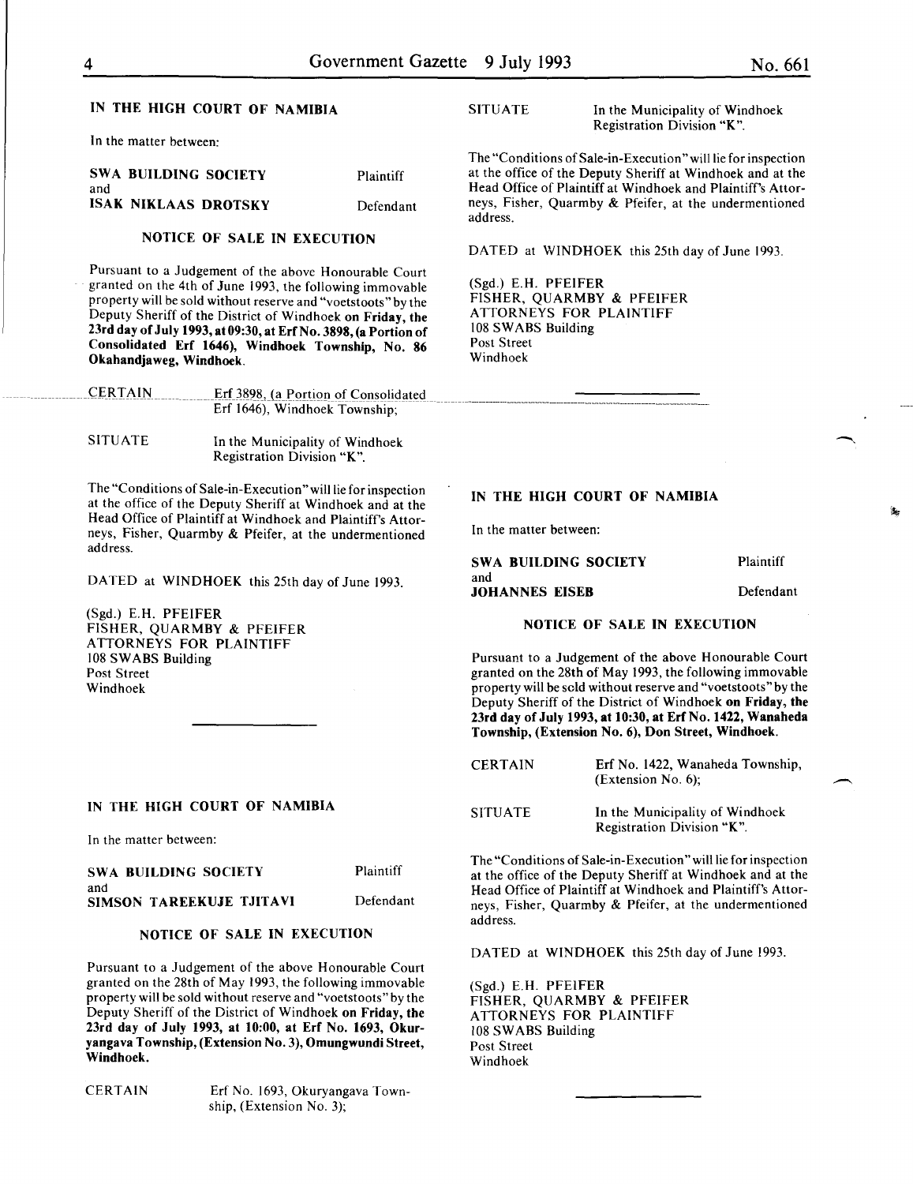IN THE HIGH COURT OF NAMIBIA

In the matter between:

| | |
|---|---|
| **SWA BUILDING SOCIETY** | Plaintiff |
| and | |
| **ISAK NIKLAAS DROTSKY** | Defendant |

**NOTICE OF SALE IN EXECUTION**

Pursuant to a Judgement of the above Honourable Court granted on the 4th of June 1993, the following immovable property will be sold without reserve and "voetstoots" by the Deputy Sheriff of the District of Windhoek **on Friday, the 23rd day of July 1993, at 09:30, at Erf No. 3898, (a Portion of Consolidated Erf 1646), Windhoek Township, No. 86 Okahandjaweg, Windhoek.**

CERTAIN Erf 3898, (a Portion of Consolidated Erf 1646), Windhoek Township;

SITUATE In the Municipality of Windhoek Registration Division "K".

The "Conditions of Sale-in-Execution" will lie for inspection at the office of the Deputy Sheriff at Windhoek and at the Head Office of Plaintiff at Windhoek and Plaintiff's Attorneys, Fisher, Quarmby & Pfeifer, at the undermentioned address.

DATED at WINDHOEK this 25th day of June 1993.

(Sgd.) E.H. PFEIFER
FISHER, QUARMBY & PFEIFER
ATTORNEYS FOR PLAINTIFF
108 SWABS Building
Post Street
Windhoek

---

IN THE HIGH COURT OF NAMIBIA

In the matter between:

| | |
|---|---|
| **SWA BUILDING SOCIETY** | Plaintiff |
| and | |
| **SIMSON TAREEKUJE TJITAVI** | Defendant |

**NOTICE OF SALE IN EXECUTION**

Pursuant to a Judgement of the above Honourable Court granted on the 28th of May 1993, the following immovable property will be sold without reserve and "voetstoots" by the Deputy Sheriff of the District of Windhoek **on Friday, the 23rd day of July 1993, at 10:00, at Erf No. 1693, Okuryangava Township, (Extension No. 3), Omungwundi Street, Windhoek.**

CERTAIN Erf No. 1693, Okuryangava Township, (Extension No. 3);

SITUATE In the Municipality of Windhoek Registration Division "K".

The "Conditions of Sale-in-Execution" will lie for inspection at the office of the Deputy Sheriff at Windhoek and at the Head Office of Plaintiff at Windhoek and Plaintiff's Attorneys, Fisher, Quarmby & Pfeifer, at the undermentioned address.

DATED at WINDHOEK this 25th day of June 1993.

(Sgd.) E.H. PFEIFER
FISHER, QUARMBY & PFEIFER
ATTORNEYS FOR PLAINTIFF
108 SWABS Building
Post Street
Windhoek

---

IN THE HIGH COURT OF NAMIBIA

In the matter between:

| | |
|---|---|
| **SWA BUILDING SOCIETY** | Plaintiff |
| and | |
| **JOHANNES EISEB** | Defendant |

**NOTICE OF SALE IN EXECUTION**

Pursuant to a Judgement of the above Honourable Court granted on the 28th of May 1993, the following immovable property will be sold without reserve and "voetstoots" by the Deputy Sheriff of the District of Windhoek **on Friday, the 23rd day of July 1993, at 10:30, at Erf No. 1422, Wanaheda Township, (Extension No. 6), Don Street, Windhoek.**

CERTAIN Erf No. 1422, Wanaheda Township, (Extension No. 6);

SITUATE In the Municipality of Windhoek Registration Division "K".

The "Conditions of Sale-in-Execution" will lie for inspection at the office of the Deputy Sheriff at Windhoek and at the Head Office of Plaintiff at Windhoek and Plaintiff's Attorneys, Fisher, Quarmby & Pfeifer, at the undermentioned address.

DATED at WINDHOEK this 25th day of June 1993.

(Sgd.) E.H. PFEIFER
FISHER, QUARMBY & PFEIFER
ATTORNEYS FOR PLAINTIFF
108 SWABS Building
Post Street
Windhoek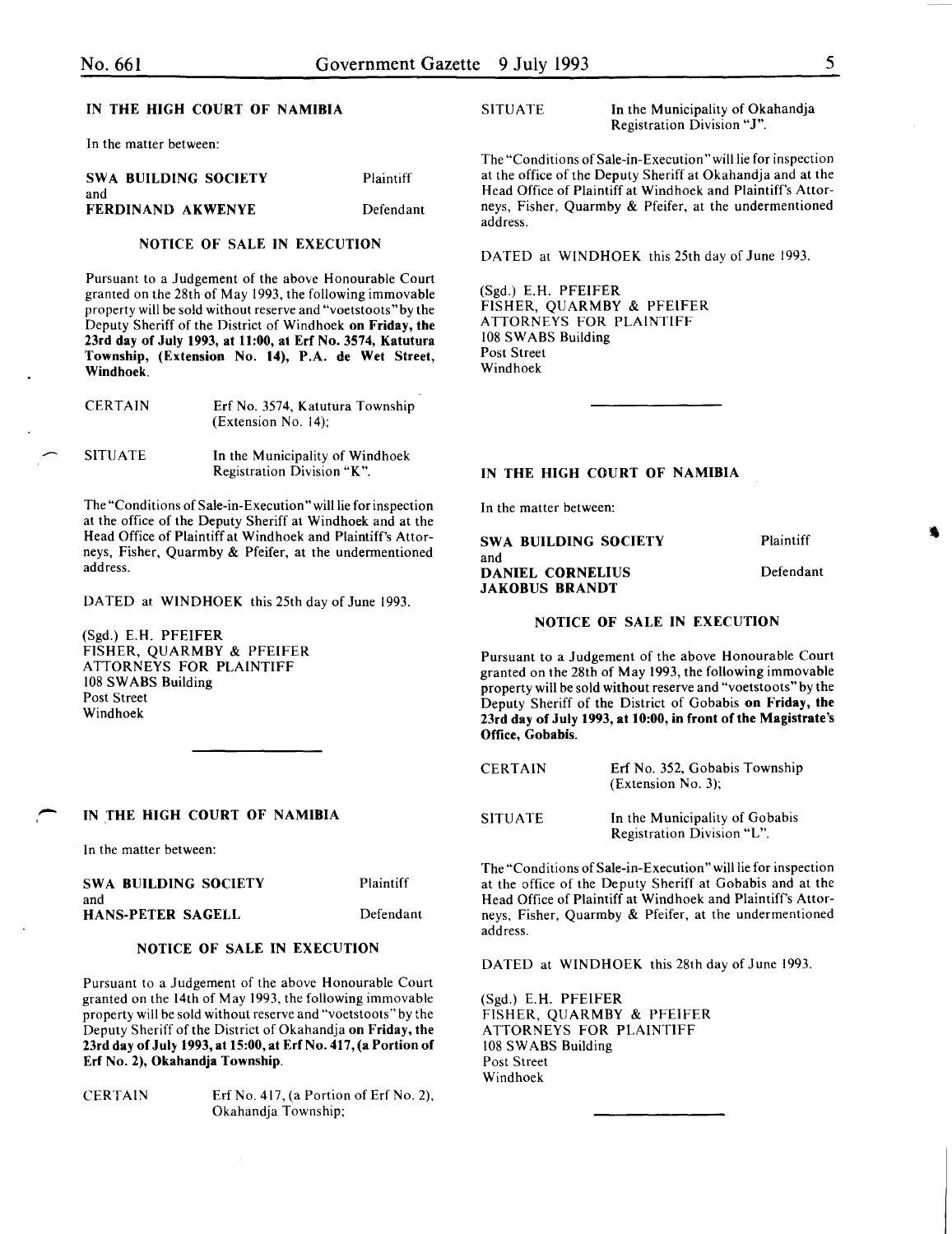## IN THE HIGH COURT OF NAMIBIA

In the matter between:

| | |
|---|---|
| **SWA BUILDING SOCIETY** | Plaintiff |
| and | |
| **FERDINAND AKWENYE** | Defendant |

### NOTICE OF SALE IN EXECUTION

Pursuant to a Judgement of the above Honourable Court granted on the 28th of May 1993, the following immovable property will be sold without reserve and "voetstoots" by the Deputy Sheriff of the District of Windhoek **on Friday, the 23rd day of July 1993, at 11:00, at Erf No. 3574, Katutura Township, (Extension No. 14), P.A. de Wet Street, Windhoek.**

| | |
|---|---|
| CERTAIN | Erf No. 3574, Katutura Township (Extension No. 14); |
| SITUATE | In the Municipality of Windhoek Registration Division "K". |

The "Conditions of Sale-in-Execution" will lie for inspection at the office of the Deputy Sheriff at Windhoek and at the Head Office of Plaintiff at Windhoek and Plaintiff's Attorneys, Fisher, Quarmby & Pfeifer, at the undermentioned address.

DATED at WINDHOEK this 25th day of June 1993.

(Sgd.) E.H. PFEIFER
FISHER, QUARMBY & PFEIFER
ATTORNEYS FOR PLAINTIFF
108 SWABS Building
Post Street
Windhoek

---

## IN THE HIGH COURT OF NAMIBIA

In the matter between:

| | |
|---|---|
| **SWA BUILDING SOCIETY** | Plaintiff |
| and | |
| **HANS-PETER SAGELL** | Defendant |

### NOTICE OF SALE IN EXECUTION

Pursuant to a Judgement of the above Honourable Court granted on the 14th of May 1993, the following immovable property will be sold without reserve and "voetstoots" by the Deputy Sheriff of the District of Okahandja **on Friday, the 23rd day of July 1993, at 15:00, at Erf No. 417, (a Portion of Erf No. 2), Okahandja Township.**

| | |
|---|---|
| CERTAIN | Erf No. 417, (a Portion of Erf No. 2), Okahandja Township; |
| SITUATE | In the Municipality of Okahandja Registration Division "J". |

The "Conditions of Sale-in-Execution" will lie for inspection at the office of the Deputy Sheriff at Okahandja and at the Head Office of Plaintiff at Windhoek and Plaintiff's Attorneys, Fisher, Quarmby & Pfeifer, at the undermentioned address.

DATED at WINDHOEK this 25th day of June 1993.

(Sgd.) E.H. PFEIFER
FISHER, QUARMBY & PFEIFER
ATTORNEYS FOR PLAINTIFF
108 SWABS Building
Post Street
Windhoek

---

## IN THE HIGH COURT OF NAMIBIA

In the matter between:

| | |
|---|---|
| **SWA BUILDING SOCIETY** | Plaintiff |
| and | |
| **DANIEL CORNELIUS JAKOBUS BRANDT** | Defendant |

### NOTICE OF SALE IN EXECUTION

Pursuant to a Judgement of the above Honourable Court granted on the 28th of May 1993, the following immovable property will be sold without reserve and "voetstoots" by the Deputy Sheriff of the District of Gobabis **on Friday, the 23rd day of July 1993, at 10:00, in front of the Magistrate's Office, Gobabis.**

| | |
|---|---|
| CERTAIN | Erf No. 352, Gobabis Township (Extension No. 3); |
| SITUATE | In the Municipality of Gobabis Registration Division "L". |

The "Conditions of Sale-in-Execution" will lie for inspection at the office of the Deputy Sheriff at Gobabis and at the Head Office of Plaintiff at Windhoek and Plaintiff's Attorneys, Fisher, Quarmby & Pfeifer, at the undermentioned address.

DATED at WINDHOEK this 28th day of June 1993.

(Sgd.) E.H. PFEIFER
FISHER, QUARMBY & PFEIFER
ATTORNEYS FOR PLAINTIFF
108 SWABS Building
Post Street
Windhoek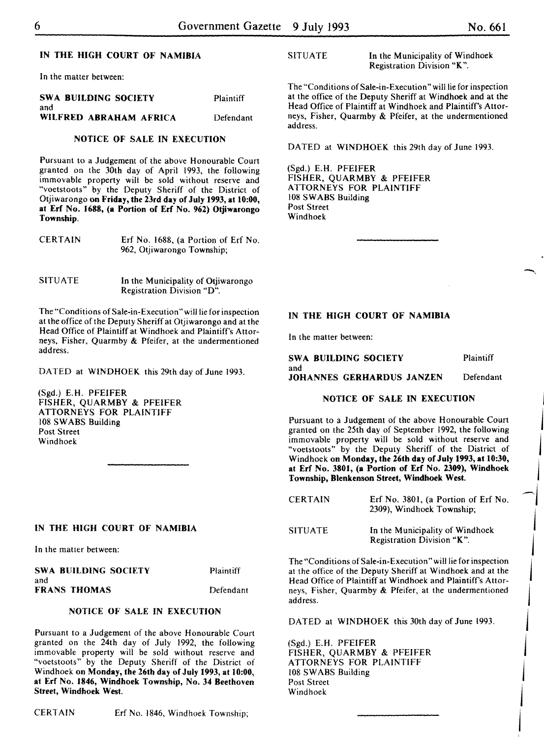## IN THE HIGH COURT OF NAMIBIA

In the matter between:

**SWA BUILDING SOCIETY** Plaintiff

and

**WILFRED ABRAHAM AFRICA** Defendant

### NOTICE OF SALE IN EXECUTION

Pursuant to a Judgement of the above Honourable Court granted on the 30th day of April 1993, the following immovable property will be sold without reserve and "voetstoots" by the Deputy Sheriff of the District of Otjiwarongo **on Friday, the 23rd day of July 1993, at 10:00, at Erf No. 1688, (a Portion of Erf No. 962) Otjiwarongo Township.**

CERTAIN Erf No. 1688, (a Portion of Erf No. 962, Otjiwarongo Township;

SITUATE In the Municipality of Otjiwarongo Registration Division "D".

The "Conditions of Sale-in-Execution" will lie for inspection at the office of the Deputy Sheriff at Otjiwarongo and at the Head Office of Plaintiff at Windhoek and Plaintiff's Attorneys, Fisher, Quarmby & Pfeifer, at the undermentioned address.

DATED at WINDHOEK this 29th day of June 1993.

(Sgd.) E.H. PFEIFER
FISHER, QUARMBY & PFEIFER
ATTORNEYS FOR PLAINTIFF
108 SWABS Building
Post Street
Windhoek

---

## IN THE HIGH COURT OF NAMIBIA

In the matter between:

**SWA BUILDING SOCIETY** Plaintiff

and

**FRANS THOMAS** Defendant

### NOTICE OF SALE IN EXECUTION

Pursuant to a Judgement of the above Honourable Court granted on the 24th day of July 1992, the following immovable property will be sold without reserve and "voetstoots" by the Deputy Sheriff of the District of Windhoek **on Monday, the 26th day of July 1993, at 10:00, at Erf No. 1846, Windhoek Township, No. 34 Beethoven Street, Windhoek West.**

CERTAIN Erf No. 1846, Windhoek Township;

SITUATE In the Municipality of Windhoek Registration Division "K".

The "Conditions of Sale-in-Execution" will lie for inspection at the office of the Deputy Sheriff at Windhoek and at the Head Office of Plaintiff at Windhoek and Plaintiff's Attorneys, Fisher, Quarmby & Pfeifer, at the undermentioned address.

DATED at WINDHOEK this 29th day of June 1993.

(Sgd.) E.H. PFEIFER
FISHER, QUARMBY & PFEIFER
ATTORNEYS FOR PLAINTIFF
108 SWABS Building
Post Street
Windhoek

---

## IN THE HIGH COURT OF NAMIBIA

In the matter between:

**SWA BUILDING SOCIETY** Plaintiff

and

**JOHANNES GERHARDUS JANZEN** Defendant

### NOTICE OF SALE IN EXECUTION

Pursuant to a Judgement of the above Honourable Court granted on the 25th day of September 1992, the following immovable property will be sold without reserve and "voetstoots" by the Deputy Sheriff of the District of Windhoek **on Monday, the 26th day of July 1993, at 10:30, at Erf No. 3801, (a Portion of Erf No. 2309), Windhoek Township, Blenkenson Street, Windhoek West.**

CERTAIN Erf No. 3801, (a Portion of Erf No. 2309), Windhoek Township;

SITUATE In the Municipality of Windhoek Registration Division "K".

The "Conditions of Sale-in-Execution" will lie for inspection at the office of the Deputy Sheriff at Windhoek and at the Head Office of Plaintiff at Windhoek and Plaintiff's Attorneys, Fisher, Quarmby & Pfeifer, at the undermentioned address.

DATED at WINDHOEK this 30th day of June 1993.

(Sgd.) E.H. PFEIFER
FISHER, QUARMBY & PFEIFER
ATTORNEYS FOR PLAINTIFF
108 SWABS Building
Post Street
Windhoek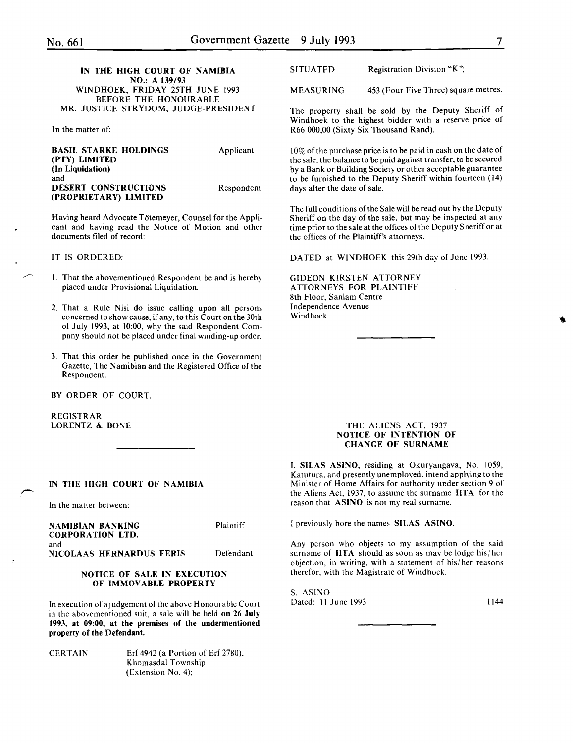**IN THE HIGH COURT OF NAMIBIA**
**NO.: A 139/93**
WINDHOEK, FRIDAY 25TH JUNE 1993
BEFORE THE HONOURABLE
MR. JUSTICE STRYDOM, JUDGE-PRESIDENT

In the matter of:

| | |
|---|---|
| **BASIL STARKE HOLDINGS (PTY) LIMITED (In Liquidation)** | Applicant |
| and | |
| **DESERT CONSTRUCTIONS (PROPRIETARY) LIMITED** | Respondent |

Having heard Advocate Tötemeyer, Counsel for the Applicant and having read the Notice of Motion and other documents filed of record:

IT IS ORDERED:

1. That the abovementioned Respondent be and is hereby placed under Provisional Liquidation.
2. That a Rule Nisi do issue calling upon all persons concerned to show cause, if any, to this Court on the 30th of July 1993, at 10:00, why the said Respondent Company should not be placed under final winding-up order.
3. That this order be published once in the Government Gazette, The Namibian and the Registered Office of the Respondent.

BY ORDER OF COURT.

REGISTRAR
LORENTZ & BONE

---

**IN THE HIGH COURT OF NAMIBIA**

In the matter between:

| | |
|---|---|
| **NAMIBIAN BANKING CORPORATION LTD.** | Plaintiff |
| and | |
| **NICOLAAS HERNARDUS FERIS** | Defendant |

**NOTICE OF SALE IN EXECUTION OF IMMOVABLE PROPERTY**

In execution of a judgement of the above Honourable Court in the abovementioned suit, a sale will be held **on 26 July 1993, at 09:00, at the premises of the undermentioned property of the Defendant.**

| | |
|---|---|
| CERTAIN | Erf 4942 (a Portion of Erf 2780), Khomasdal Township (Extension No. 4); |
| SITUATED | Registration Division "K"; |
| MEASURING | 453 (Four Five Three) square metres. |

The property shall be sold by the Deputy Sheriff of Windhoek to the highest bidder with a reserve price of R66 000,00 (Sixty Six Thousand Rand).

10% of the purchase price is to be paid in cash on the date of the sale, the balance to be paid against transfer, to be secured by a Bank or Building Society or other acceptable guarantee to be furnished to the Deputy Sheriff within fourteen (14) days after the date of sale.

The full conditions of the Sale will be read out by the Deputy Sheriff on the day of the sale, but may be inspected at any time prior to the sale at the offices of the Deputy Sheriff or at the offices of the Plaintiff's attorneys.

DATED at WINDHOEK this 29th day of June 1993.

GIDEON KIRSTEN ATTORNEY
ATTORNEYS FOR PLAINTIFF
8th Floor, Sanlam Centre
Independence Avenue
Windhoek

---

**THE ALIENS ACT, 1937**
**NOTICE OF INTENTION OF CHANGE OF SURNAME**

I, **SILAS ASINO**, residing at Okuryangava, No. 1059, Katutura, and presently unemployed, intend applying to the Minister of Home Affairs for authority under section 9 of the Aliens Act, 1937, to assume the surname **IITA** for the reason that **ASINO** is not my real surname.

I previously bore the names **SILAS ASINO**.

Any person who objects to my assumption of the said surname of **IITA** should as soon as may be lodge his/her objection, in writing, with a statement of his/her reasons therefor, with the Magistrate of Windhoek.

S. ASINO
Dated: 11 June 1993

1144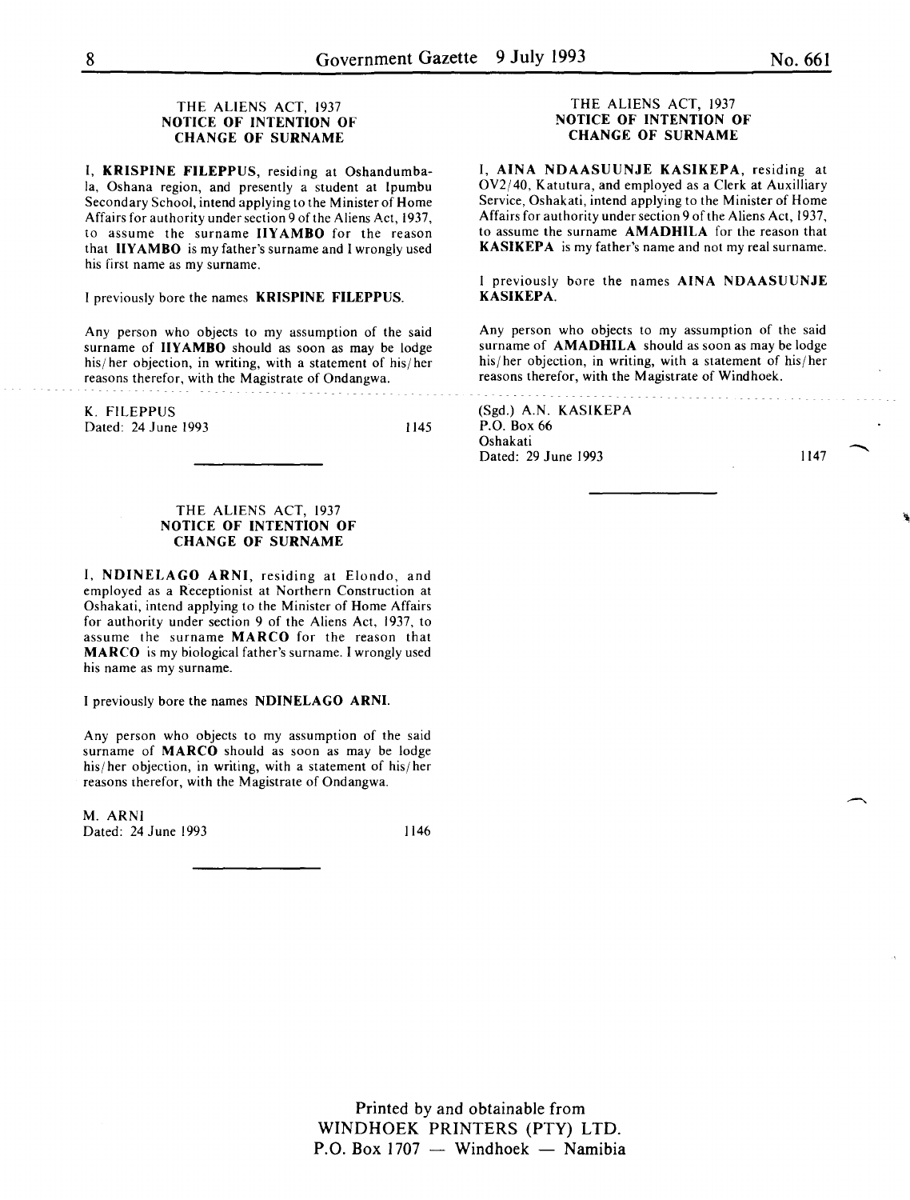THE ALIENS ACT, 1937
**NOTICE OF INTENTION OF CHANGE OF SURNAME**

I, **KRISPINE FILEPPUS**, residing at Oshandumbala, Oshana region, and presently a student at Ipumbu Secondary School, intend applying to the Minister of Home Affairs for authority under section 9 of the Aliens Act, 1937, to assume the surname **IIYAMBO** for the reason that **IIYAMBO** is my father's surname and I wrongly used his first name as my surname.

I previously bore the names **KRISPINE FILEPPUS**.

Any person who objects to my assumption of the said surname of **IIYAMBO** should as soon as may be lodge his/her objection, in writing, with a statement of his/her reasons therefor, with the Magistrate of Ondangwa.

K. FILEPPUS
Dated: 24 June 1993

1145

---

THE ALIENS ACT, 1937
**NOTICE OF INTENTION OF CHANGE OF SURNAME**

I, **NDINELAGO ARNI**, residing at Elondo, and employed as a Receptionist at Northern Construction at Oshakati, intend applying to the Minister of Home Affairs for authority under section 9 of the Aliens Act, 1937, to assume the surname **MARCO** for the reason that **MARCO** is my biological father's surname. I wrongly used his name as my surname.

I previously bore the names **NDINELAGO ARNI**.

Any person who objects to my assumption of the said surname of **MARCO** should as soon as may be lodge his/her objection, in writing, with a statement of his/her reasons therefor, with the Magistrate of Ondangwa.

M. ARNI
Dated: 24 June 1993

1146

---

THE ALIENS ACT, 1937
**NOTICE OF INTENTION OF CHANGE OF SURNAME**

I, **AINA NDAASUUNJE KASIKEPA**, residing at OV2/40, Katutura, and employed as a Clerk at Auxilliary Service, Oshakati, intend applying to the Minister of Home Affairs for authority under section 9 of the Aliens Act, 1937, to assume the surname **AMADHILA** for the reason that **KASIKEPA** is my father's name and not my real surname.

I previously bore the names **AINA NDAASUUNJE KASIKEPA**.

Any person who objects to my assumption of the said surname of **AMADHILA** should as soon as may be lodge his/her objection, in writing, with a statement of his/her reasons therefor, with the Magistrate of Windhoek.

(Sgd.) A.N. KASIKEPA
P.O. Box 66
Oshakati
Dated: 29 June 1993

1147

---

Printed by and obtainable from
WINDHOEK PRINTERS (PTY) LTD.
P.O. Box 1707 — Windhoek — Namibia